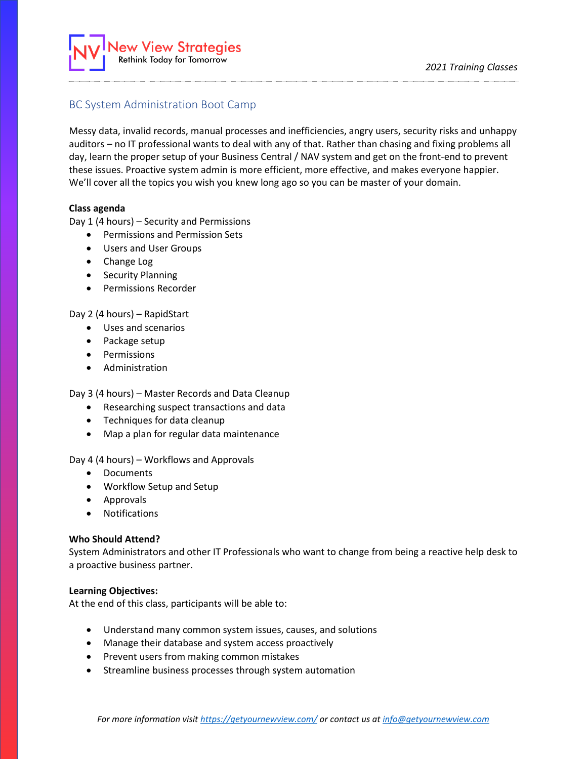New View Strategies
Rethink Today for Tomorrow

*2021 Training Classes*

## BC System Administration Boot Camp

Messy data, invalid records, manual processes and inefficiencies, angry users, security risks and unhappy auditors – no IT professional wants to deal with any of that. Rather than chasing and fixing problems all day, learn the proper setup of your Business Central / NAV system and get on the front-end to prevent these issues. Proactive system admin is more efficient, more effective, and makes everyone happier. We'll cover all the topics you wish you knew long ago so you can be master of your domain.

**Class agenda**

Day 1 (4 hours) – Security and Permissions

- Permissions and Permission Sets
- Users and User Groups
- Change Log
- Security Planning
- Permissions Recorder

Day 2 (4 hours) – RapidStart

- Uses and scenarios
- Package setup
- Permissions
- Administration

Day 3 (4 hours) – Master Records and Data Cleanup

- Researching suspect transactions and data
- Techniques for data cleanup
- Map a plan for regular data maintenance

Day 4 (4 hours) – Workflows and Approvals

- Documents
- Workflow Setup and Setup
- Approvals
- Notifications

**Who Should Attend?**

System Administrators and other IT Professionals who want to change from being a reactive help desk to a proactive business partner.

**Learning Objectives:**

At the end of this class, participants will be able to:

- Understand many common system issues, causes, and solutions
- Manage their database and system access proactively
- Prevent users from making common mistakes
- Streamline business processes through system automation

*For more information visit [https://getyournewview.com/](https://getyournewview.com/) or contact us at [info@getyournewview.com](mailto:info@getyournewview.com)*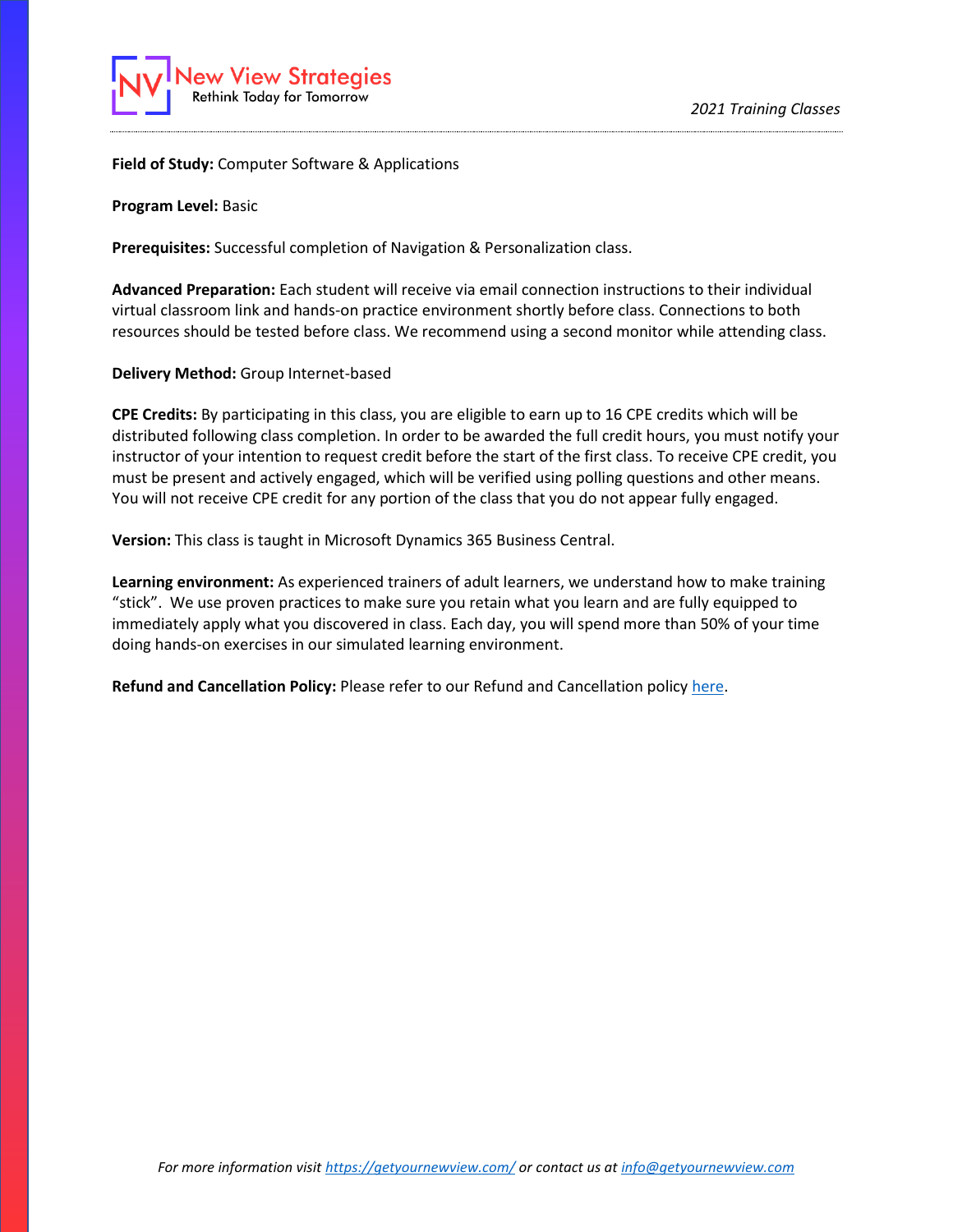**Field of Study:** Computer Software & Applications

**Program Level:** Basic

**Prerequisites:** Successful completion of Navigation & Personalization class.

**Advanced Preparation:** Each student will receive via email connection instructions to their individual virtual classroom link and hands-on practice environment shortly before class. Connections to both resources should be tested before class. We recommend using a second monitor while attending class.

**Delivery Method:** Group Internet-based

**CPE Credits:** By participating in this class, you are eligible to earn up to 16 CPE credits which will be distributed following class completion. In order to be awarded the full credit hours, you must notify your instructor of your intention to request credit before the start of the first class. To receive CPE credit, you must be present and actively engaged, which will be verified using polling questions and other means. You will not receive CPE credit for any portion of the class that you do not appear fully engaged.

**Version:** This class is taught in Microsoft Dynamics 365 Business Central.

**Learning environment:** As experienced trainers of adult learners, we understand how to make training "stick". We use proven practices to make sure you retain what you learn and are fully equipped to immediately apply what you discovered in class. Each day, you will spend more than 50% of your time doing hands-on exercises in our simulated learning environment.

**Refund and Cancellation Policy:** Please refer to our Refund and Cancellation policy here.